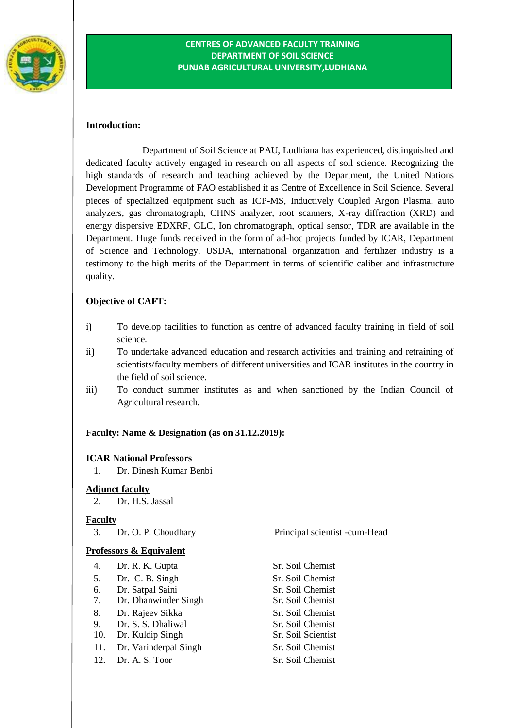# CENTRES OF ADVANCED FACULTY TRAINING
## DEPARTMENT OF SOIL SCIENCE
## PUNJAB AGRICULTURAL UNIVERSITY,LUDHIANA

**Introduction:**

Department of Soil Science at PAU, Ludhiana has experienced, distinguished and dedicated faculty actively engaged in research on all aspects of soil science. Recognizing the high standards of research and teaching achieved by the Department, the United Nations Development Programme of FAO established it as Centre of Excellence in Soil Science. Several pieces of specialized equipment such as ICP-MS, Inductively Coupled Argon Plasma, auto analyzers, gas chromatograph, CHNS analyzer, root scanners, X-ray diffraction (XRD) and energy dispersive EDXRF, GLC, Ion chromatograph, optical sensor, TDR are available in the Department. Huge funds received in the form of ad-hoc projects funded by ICAR, Department of Science and Technology, USDA, international organization and fertilizer industry is a testimony to the high merits of the Department in terms of scientific caliber and infrastructure quality.

**Objective of CAFT:**

i) To develop facilities to function as centre of advanced faculty training in field of soil science.

ii) To undertake advanced education and research activities and training and retraining of scientists/faculty members of different universities and ICAR institutes in the country in the field of soil science.

iii) To conduct summer institutes as and when sanctioned by the Indian Council of Agricultural research.

**Faculty: Name & Designation (as on 31.12.2019):**

**ICAR National Professors**

1. Dr. Dinesh Kumar Benbi

**Adjunct faculty**

2. Dr. H.S. Jassal

**Faculty**

| No. | Name | Designation |
|---|---|---|
| 3. | Dr. O. P. Choudhary | Principal scientist -cum-Head |

**Professors & Equivalent**

| No. | Name | Designation |
|---|---|---|
| 4. | Dr. R. K. Gupta | Sr. Soil Chemist |
| 5. | Dr. C. B. Singh | Sr. Soil Chemist |
| 6. | Dr. Satpal Saini | Sr. Soil Chemist |
| 7. | Dr. Dhanwinder Singh | Sr. Soil Chemist |
| 8. | Dr. Rajeev Sikka | Sr. Soil Chemist |
| 9. | Dr. S. S. Dhaliwal | Sr. Soil Chemist |
| 10. | Dr. Kuldip Singh | Sr. Soil Scientist |
| 11. | Dr. Varinderpal Singh | Sr. Soil Chemist |
| 12. | Dr. A. S. Toor | Sr. Soil Chemist |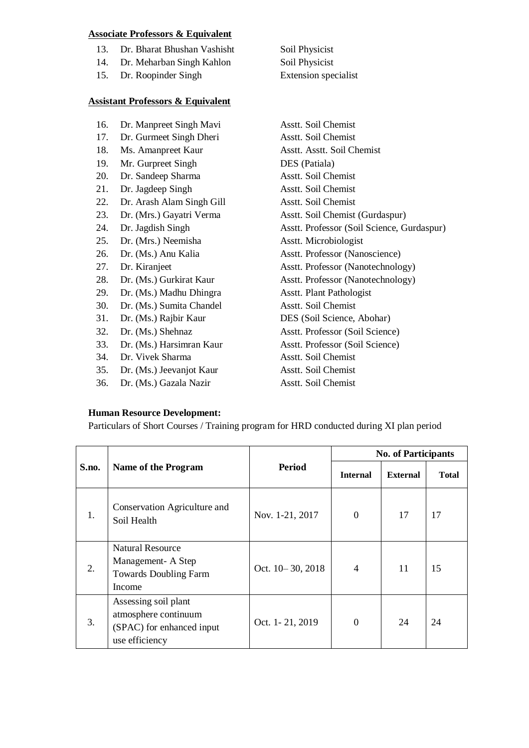**Associate Professors & Equivalent**

13. Dr. Bharat Bhushan Vashisht — Soil Physicist
14. Dr. Meharban Singh Kahlon — Soil Physicist
15. Dr. Roopinder Singh — Extension specialist

**Assistant Professors & Equivalent**

16. Dr. Manpreet Singh Mavi — Asstt. Soil Chemist
17. Dr. Gurmeet Singh Dheri — Asstt. Soil Chemist
18. Ms. Amanpreet Kaur — Asstt. Asstt. Soil Chemist
19. Mr. Gurpreet Singh — DES (Patiala)
20. Dr. Sandeep Sharma — Asstt. Soil Chemist
21. Dr. Jagdeep Singh — Asstt. Soil Chemist
22. Dr. Arash Alam Singh Gill — Asstt. Soil Chemist
23. Dr. (Mrs.) Gayatri Verma — Asstt. Soil Chemist (Gurdaspur)
24. Dr. Jagdish Singh — Asstt. Professor (Soil Science, Gurdaspur)
25. Dr. (Mrs.) Neemisha — Asstt. Microbiologist
26. Dr. (Ms.) Anu Kalia — Asstt. Professor (Nanoscience)
27. Dr. Kiranjeet — Asstt. Professor (Nanotechnology)
28. Dr. (Ms.) Gurkirat Kaur — Asstt. Professor (Nanotechnology)
29. Dr. (Ms.) Madhu Dhingra — Asstt. Plant Pathologist
30. Dr. (Ms.) Sumita Chandel — Asstt. Soil Chemist
31. Dr. (Ms.) Rajbir Kaur — DES (Soil Science, Abohar)
32. Dr. (Ms.) Shehnaz — Asstt. Professor (Soil Science)
33. Dr. (Ms.) Harsimran Kaur — Asstt. Professor (Soil Science)
34. Dr. Vivek Sharma — Asstt. Soil Chemist
35. Dr. (Ms.) Jeevanjot Kaur — Asstt. Soil Chemist
36. Dr. (Ms.) Gazala Nazir — Asstt. Soil Chemist

**Human Resource Development:**

Particulars of Short Courses / Training program for HRD conducted during XI plan period

| S.no. | Name of the Program | Period | No. of Participants | | |
|---|---|---|---|---|---|
| | | | Internal | External | Total |
| 1. | Conservation Agriculture and Soil Health | Nov. 1-21, 2017 | 0 | 17 | 17 |
| 2. | Natural Resource Management- A Step Towards Doubling Farm Income | Oct. 10– 30, 2018 | 4 | 11 | 15 |
| 3. | Assessing soil plant atmosphere continuum (SPAC) for enhanced input use efficiency | Oct. 1- 21, 2019 | 0 | 24 | 24 |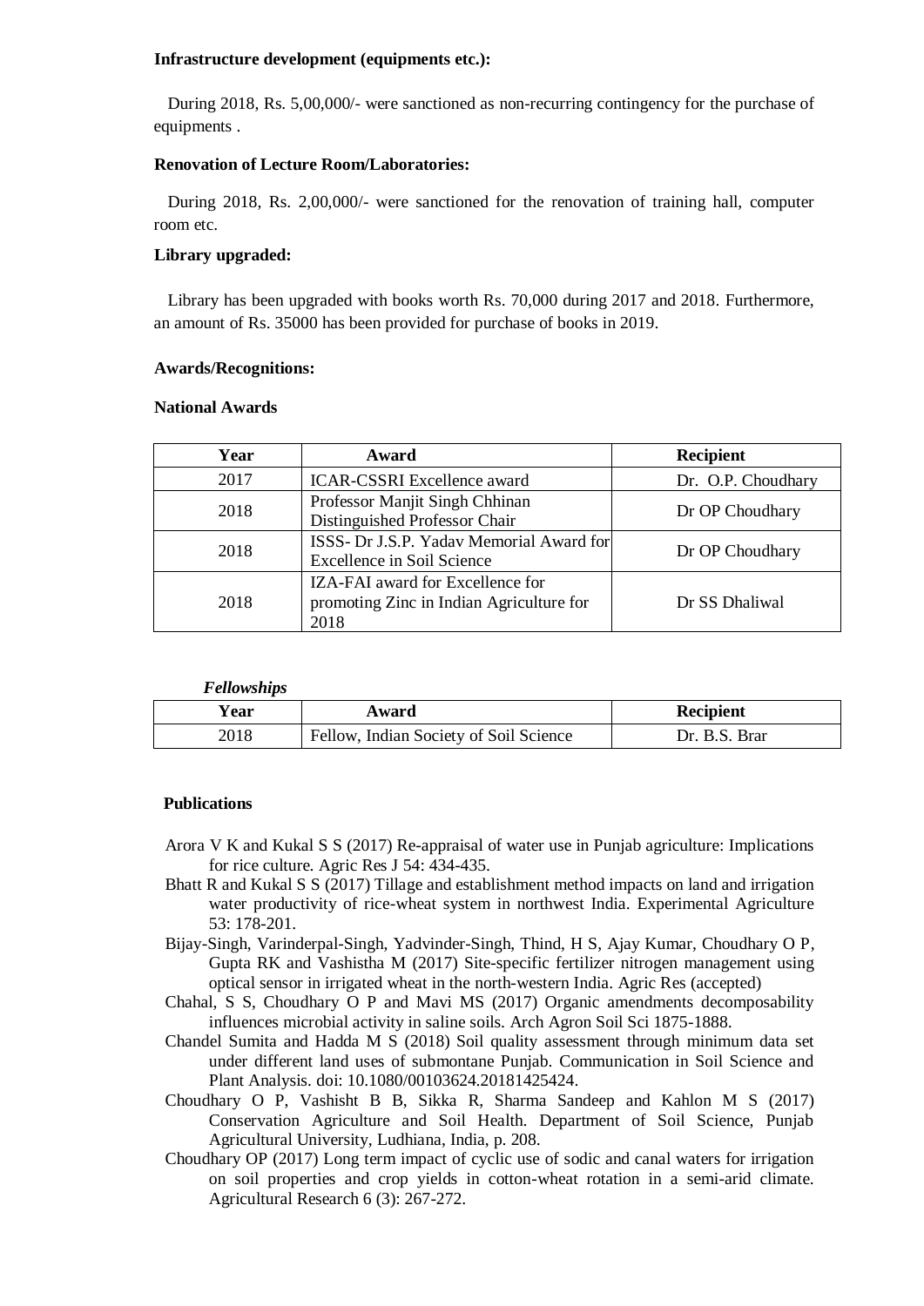**Infrastructure development (equipments etc.):**

During 2018, Rs. 5,00,000/- were sanctioned as non-recurring contingency for the purchase of equipments .

**Renovation of Lecture Room/Laboratories:**

During 2018, Rs. 2,00,000/- were sanctioned for the renovation of training hall, computer room etc.

**Library upgraded:**

Library has been upgraded with books worth Rs. 70,000 during 2017 and 2018. Furthermore, an amount of Rs. 35000 has been provided for purchase of books in 2019.

**Awards/Recognitions:**

**National Awards**

| Year | Award | Recipient |
|---|---|---|
| 2017 | ICAR-CSSRI Excellence award | Dr. O.P. Choudhary |
| 2018 | Professor Manjit Singh Chhinan Distinguished Professor Chair | Dr OP Choudhary |
| 2018 | ISSS- Dr J.S.P. Yadav Memorial Award for Excellence in Soil Science | Dr OP Choudhary |
| 2018 | IZA-FAI award for Excellence for promoting Zinc in Indian Agriculture for 2018 | Dr SS Dhaliwal |

***Fellowships***

| Year | Award | Recipient |
|---|---|---|
| 2018 | Fellow, Indian Society of Soil Science | Dr. B.S. Brar |

**Publications**

Arora V K and Kukal S S (2017) Re-appraisal of water use in Punjab agriculture: Implications for rice culture. Agric Res J 54: 434-435.

Bhatt R and Kukal S S (2017) Tillage and establishment method impacts on land and irrigation water productivity of rice-wheat system in northwest India. Experimental Agriculture 53: 178-201.

Bijay-Singh, Varinderpal-Singh, Yadvinder-Singh, Thind, H S, Ajay Kumar, Choudhary O P, Gupta RK and Vashistha M (2017) Site-specific fertilizer nitrogen management using optical sensor in irrigated wheat in the north-western India. Agric Res (accepted)

Chahal, S S, Choudhary O P and Mavi MS (2017) Organic amendments decomposability influences microbial activity in saline soils. Arch Agron Soil Sci 1875-1888.

Chandel Sumita and Hadda M S (2018) Soil quality assessment through minimum data set under different land uses of submontane Punjab. Communication in Soil Science and Plant Analysis. doi: 10.1080/00103624.20181425424.

Choudhary O P, Vashisht B B, Sikka R, Sharma Sandeep and Kahlon M S (2017) Conservation Agriculture and Soil Health. Department of Soil Science, Punjab Agricultural University, Ludhiana, India, p. 208.

Choudhary OP (2017) Long term impact of cyclic use of sodic and canal waters for irrigation on soil properties and crop yields in cotton-wheat rotation in a semi-arid climate. Agricultural Research 6 (3): 267-272.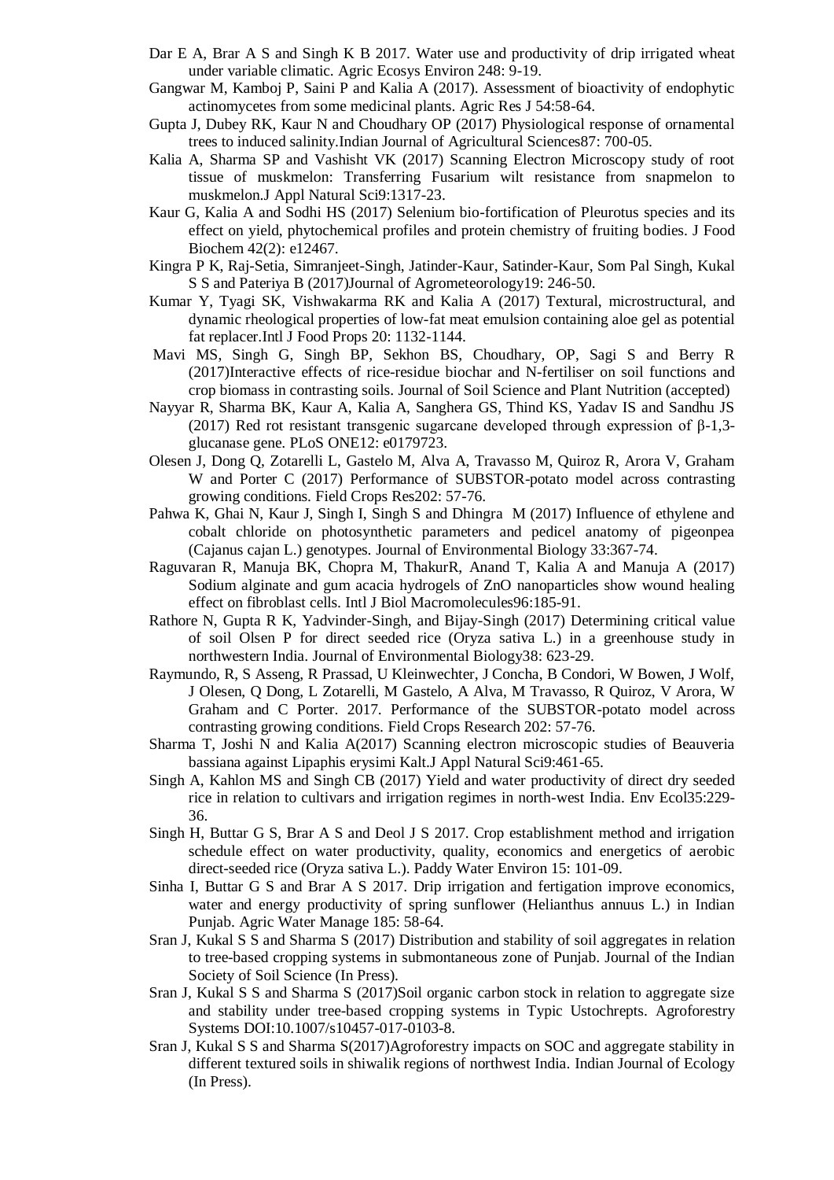Dar E A, Brar A S and Singh K B 2017. Water use and productivity of drip irrigated wheat under variable climatic. Agric Ecosys Environ 248: 9-19.

Gangwar M, Kamboj P, Saini P and Kalia A (2017). Assessment of bioactivity of endophytic actinomycetes from some medicinal plants. Agric Res J 54:58-64.

Gupta J, Dubey RK, Kaur N and Choudhary OP (2017) Physiological response of ornamental trees to induced salinity.Indian Journal of Agricultural Sciences87: 700-05.

Kalia A, Sharma SP and Vashisht VK (2017) Scanning Electron Microscopy study of root tissue of muskmelon: Transferring Fusarium wilt resistance from snapmelon to muskmelon.J Appl Natural Sci9:1317-23.

Kaur G, Kalia A and Sodhi HS (2017) Selenium bio-fortification of Pleurotus species and its effect on yield, phytochemical profiles and protein chemistry of fruiting bodies. J Food Biochem 42(2): e12467.

Kingra P K, Raj-Setia, Simranjeet-Singh, Jatinder-Kaur, Satinder-Kaur, Som Pal Singh, Kukal S S and Pateriya B (2017)Journal of Agrometeorology19: 246-50.

Kumar Y, Tyagi SK, Vishwakarma RK and Kalia A (2017) Textural, microstructural, and dynamic rheological properties of low-fat meat emulsion containing aloe gel as potential fat replacer.Intl J Food Props 20: 1132-1144.

Mavi MS, Singh G, Singh BP, Sekhon BS, Choudhary, OP, Sagi S and Berry R (2017)Interactive effects of rice-residue biochar and N-fertiliser on soil functions and crop biomass in contrasting soils. Journal of Soil Science and Plant Nutrition (accepted)

Nayyar R, Sharma BK, Kaur A, Kalia A, Sanghera GS, Thind KS, Yadav IS and Sandhu JS (2017) Red rot resistant transgenic sugarcane developed through expression of β-1,3-glucanase gene. PLoS ONE12: e0179723.

Olesen J, Dong Q, Zotarelli L, Gastelo M, Alva A, Travasso M, Quiroz R, Arora V, Graham W and Porter C (2017) Performance of SUBSTOR-potato model across contrasting growing conditions. Field Crops Res202: 57-76.

Pahwa K, Ghai N, Kaur J, Singh I, Singh S and Dhingra M (2017) Influence of ethylene and cobalt chloride on photosynthetic parameters and pedicel anatomy of pigeonpea (Cajanus cajan L.) genotypes. Journal of Environmental Biology 33:367-74.

Raguvaran R, Manuja BK, Chopra M, ThakurR, Anand T, Kalia A and Manuja A (2017) Sodium alginate and gum acacia hydrogels of ZnO nanoparticles show wound healing effect on fibroblast cells. Intl J Biol Macromolecules96:185-91.

Rathore N, Gupta R K, Yadvinder-Singh, and Bijay-Singh (2017) Determining critical value of soil Olsen P for direct seeded rice (Oryza sativa L.) in a greenhouse study in northwestern India. Journal of Environmental Biology38: 623-29.

Raymundo, R, S Asseng, R Prassad, U Kleinwechter, J Concha, B Condori, W Bowen, J Wolf, J Olesen, Q Dong, L Zotarelli, M Gastelo, A Alva, M Travasso, R Quiroz, V Arora, W Graham and C Porter. 2017. Performance of the SUBSTOR-potato model across contrasting growing conditions. Field Crops Research 202: 57-76.

Sharma T, Joshi N and Kalia A(2017) Scanning electron microscopic studies of Beauveria bassiana against Lipaphis erysimi Kalt.J Appl Natural Sci9:461-65.

Singh A, Kahlon MS and Singh CB (2017) Yield and water productivity of direct dry seeded rice in relation to cultivars and irrigation regimes in north-west India. Env Ecol35:229-36.

Singh H, Buttar G S, Brar A S and Deol J S 2017. Crop establishment method and irrigation schedule effect on water productivity, quality, economics and energetics of aerobic direct-seeded rice (Oryza sativa L.). Paddy Water Environ 15: 101-09.

Sinha I, Buttar G S and Brar A S 2017. Drip irrigation and fertigation improve economics, water and energy productivity of spring sunflower (Helianthus annuus L.) in Indian Punjab. Agric Water Manage 185: 58-64.

Sran J, Kukal S S and Sharma S (2017) Distribution and stability of soil aggregates in relation to tree-based cropping systems in submontaneous zone of Punjab. Journal of the Indian Society of Soil Science (In Press).

Sran J, Kukal S S and Sharma S (2017)Soil organic carbon stock in relation to aggregate size and stability under tree-based cropping systems in Typic Ustochrepts. Agroforestry Systems DOI:10.1007/s10457-017-0103-8.

Sran J, Kukal S S and Sharma S(2017)Agroforestry impacts on SOC and aggregate stability in different textured soils in shiwalik regions of northwest India. Indian Journal of Ecology (In Press).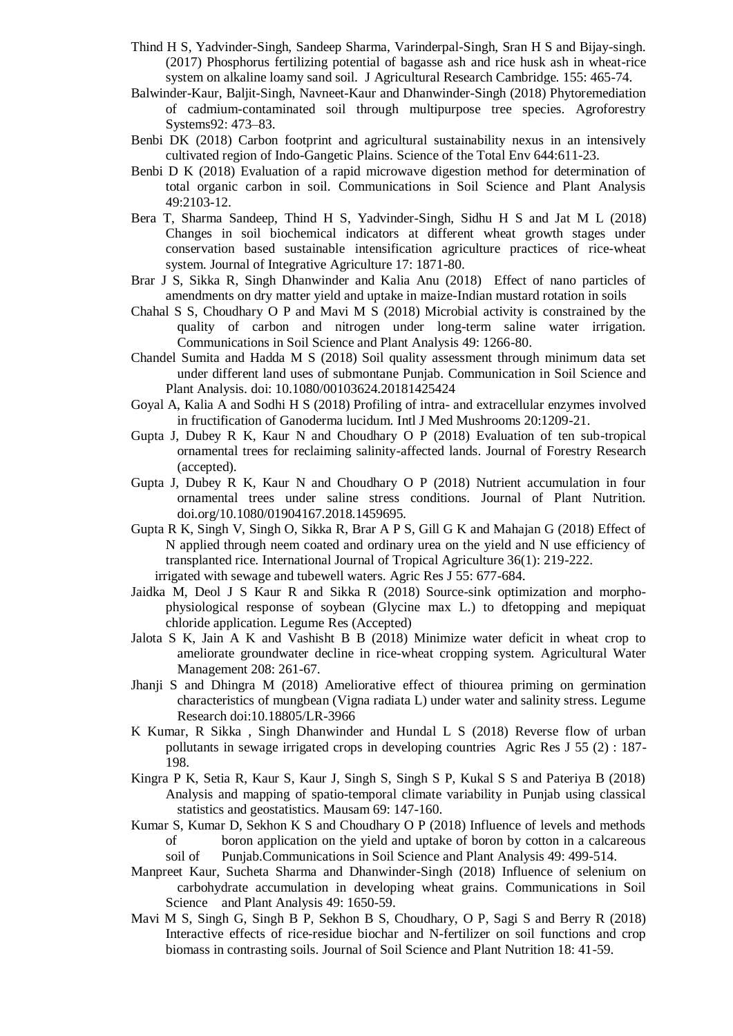Thind H S, Yadvinder-Singh, Sandeep Sharma, Varinderpal-Singh, Sran H S and Bijay-singh. (2017) Phosphorus fertilizing potential of bagasse ash and rice husk ash in wheat-rice system on alkaline loamy sand soil. J Agricultural Research Cambridge. 155: 465-74.

Balwinder-Kaur, Baljit-Singh, Navneet-Kaur and Dhanwinder-Singh (2018) Phytoremediation of cadmium-contaminated soil through multipurpose tree species. Agroforestry Systems92: 473–83.

Benbi DK (2018) Carbon footprint and agricultural sustainability nexus in an intensively cultivated region of Indo-Gangetic Plains. Science of the Total Env 644:611-23.

Benbi D K (2018) Evaluation of a rapid microwave digestion method for determination of total organic carbon in soil. Communications in Soil Science and Plant Analysis 49:2103-12.

Bera T, Sharma Sandeep, Thind H S, Yadvinder-Singh, Sidhu H S and Jat M L (2018) Changes in soil biochemical indicators at different wheat growth stages under conservation based sustainable intensification agriculture practices of rice-wheat system. Journal of Integrative Agriculture 17: 1871-80.

Brar J S, Sikka R, Singh Dhanwinder and Kalia Anu (2018) Effect of nano particles of amendments on dry matter yield and uptake in maize-Indian mustard rotation in soils

Chahal S S, Choudhary O P and Mavi M S (2018) Microbial activity is constrained by the quality of carbon and nitrogen under long-term saline water irrigation. Communications in Soil Science and Plant Analysis 49: 1266-80.

Chandel Sumita and Hadda M S (2018) Soil quality assessment through minimum data set under different land uses of submontane Punjab. Communication in Soil Science and Plant Analysis. doi: 10.1080/00103624.20181425424

Goyal A, Kalia A and Sodhi H S (2018) Profiling of intra- and extracellular enzymes involved in fructification of Ganoderma lucidum. Intl J Med Mushrooms 20:1209-21.

Gupta J, Dubey R K, Kaur N and Choudhary O P (2018) Evaluation of ten sub-tropical ornamental trees for reclaiming salinity-affected lands. Journal of Forestry Research (accepted).

Gupta J, Dubey R K, Kaur N and Choudhary O P (2018) Nutrient accumulation in four ornamental trees under saline stress conditions. Journal of Plant Nutrition. doi.org/10.1080/01904167.2018.1459695.

Gupta R K, Singh V, Singh O, Sikka R, Brar A P S, Gill G K and Mahajan G (2018) Effect of N applied through neem coated and ordinary urea on the yield and N use efficiency of transplanted rice. International Journal of Tropical Agriculture 36(1): 219-222.

irrigated with sewage and tubewell waters. Agric Res J 55: 677-684.

Jaidka M, Deol J S Kaur R and Sikka R (2018) Source-sink optimization and morpho-physiological response of soybean (Glycine max L.) to dfetopping and mepiquat chloride application. Legume Res (Accepted)

Jalota S K, Jain A K and Vashisht B B (2018) Minimize water deficit in wheat crop to ameliorate groundwater decline in rice-wheat cropping system. Agricultural Water Management 208: 261-67.

Jhanji S and Dhingra M (2018) Ameliorative effect of thiourea priming on germination characteristics of mungbean (Vigna radiata L) under water and salinity stress. Legume Research doi:10.18805/LR-3966

K Kumar, R Sikka , Singh Dhanwinder and Hundal L S (2018) Reverse flow of urban pollutants in sewage irrigated crops in developing countries Agric Res J 55 (2) : 187-198.

Kingra P K, Setia R, Kaur S, Kaur J, Singh S, Singh S P, Kukal S S and Pateriya B (2018) Analysis and mapping of spatio-temporal climate variability in Punjab using classical statistics and geostatistics. Mausam 69: 147-160.

Kumar S, Kumar D, Sekhon K S and Choudhary O P (2018) Influence of levels and methods of boron application on the yield and uptake of boron by cotton in a calcareous soil of Punjab.Communications in Soil Science and Plant Analysis 49: 499-514.

Manpreet Kaur, Sucheta Sharma and Dhanwinder-Singh (2018) Influence of selenium on carbohydrate accumulation in developing wheat grains. Communications in Soil Science and Plant Analysis 49: 1650-59.

Mavi M S, Singh G, Singh B P, Sekhon B S, Choudhary, O P, Sagi S and Berry R (2018) Interactive effects of rice-residue biochar and N-fertilizer on soil functions and crop biomass in contrasting soils. Journal of Soil Science and Plant Nutrition 18: 41-59.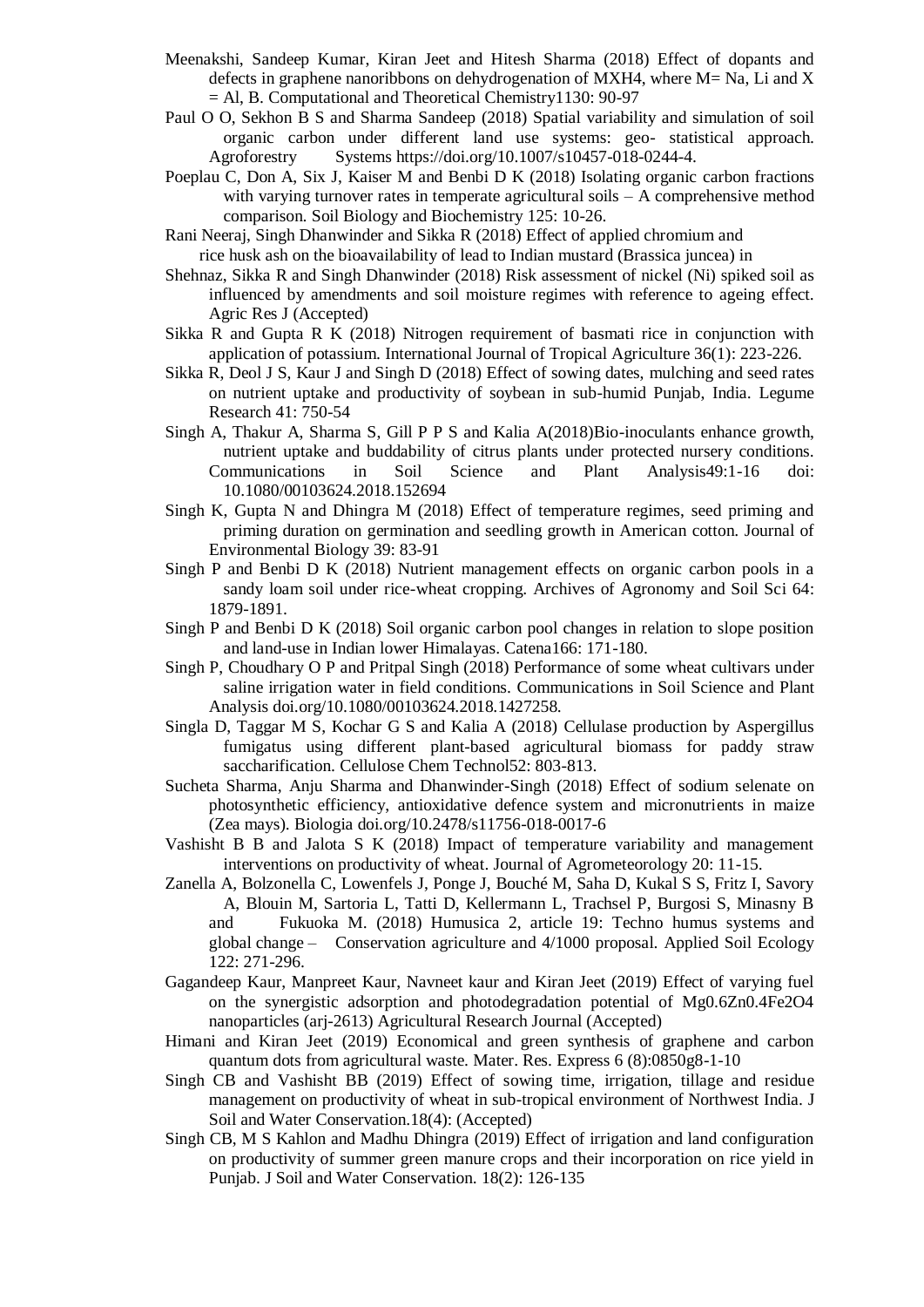Meenakshi, Sandeep Kumar, Kiran Jeet and Hitesh Sharma (2018) Effect of dopants and defects in graphene nanoribbons on dehydrogenation of $MXH_4$, where M= Na, Li and X = Al, B. Computational and Theoretical Chemistry1130: 90-97

Paul O O, Sekhon B S and Sharma Sandeep (2018) Spatial variability and simulation of soil organic carbon under different land use systems: geo- statistical approach. Agroforestry Systems https://doi.org/10.1007/s10457-018-0244-4.

Poeplau C, Don A, Six J, Kaiser M and Benbi D K (2018) Isolating organic carbon fractions with varying turnover rates in temperate agricultural soils – A comprehensive method comparison. Soil Biology and Biochemistry 125: 10-26.

Rani Neeraj, Singh Dhanwinder and Sikka R (2018) Effect of applied chromium and rice husk ash on the bioavailability of lead to Indian mustard (Brassica juncea) in

Shehnaz, Sikka R and Singh Dhanwinder (2018) Risk assessment of nickel (Ni) spiked soil as influenced by amendments and soil moisture regimes with reference to ageing effect. Agric Res J (Accepted)

Sikka R and Gupta R K (2018) Nitrogen requirement of basmati rice in conjunction with application of potassium. International Journal of Tropical Agriculture 36(1): 223-226.

Sikka R, Deol J S, Kaur J and Singh D (2018) Effect of sowing dates, mulching and seed rates on nutrient uptake and productivity of soybean in sub-humid Punjab, India. Legume Research 41: 750-54

Singh A, Thakur A, Sharma S, Gill P P S and Kalia A(2018)Bio-inoculants enhance growth, nutrient uptake and buddability of citrus plants under protected nursery conditions. Communications in Soil Science and Plant Analysis49:1-16 doi: 10.1080/00103624.2018.152694

Singh K, Gupta N and Dhingra M (2018) Effect of temperature regimes, seed priming and priming duration on germination and seedling growth in American cotton. Journal of Environmental Biology 39: 83-91

Singh P and Benbi D K (2018) Nutrient management effects on organic carbon pools in a sandy loam soil under rice-wheat cropping. Archives of Agronomy and Soil Sci 64: 1879-1891.

Singh P and Benbi D K (2018) Soil organic carbon pool changes in relation to slope position and land-use in Indian lower Himalayas. Catena166: 171-180.

Singh P, Choudhary O P and Pritpal Singh (2018) Performance of some wheat cultivars under saline irrigation water in field conditions. Communications in Soil Science and Plant Analysis doi.org/10.1080/00103624.2018.1427258.

Singla D, Taggar M S, Kochar G S and Kalia A (2018) Cellulase production by Aspergillus fumigatus using different plant-based agricultural biomass for paddy straw saccharification. Cellulose Chem Technol52: 803-813.

Sucheta Sharma, Anju Sharma and Dhanwinder-Singh (2018) Effect of sodium selenate on photosynthetic efficiency, antioxidative defence system and micronutrients in maize (Zea mays). Biologia doi.org/10.2478/s11756-018-0017-6

Vashisht B B and Jalota S K (2018) Impact of temperature variability and management interventions on productivity of wheat. Journal of Agrometeorology 20: 11-15.

Zanella A, Bolzonella C, Lowenfels J, Ponge J, Bouché M, Saha D, Kukal S S, Fritz I, Savory A, Blouin M, Sartoria L, Tatti D, Kellermann L, Trachsel P, Burgosi S, Minasny B and Fukuoka M. (2018) Humusica 2, article 19: Techno humus systems and global change – Conservation agriculture and 4/1000 proposal. Applied Soil Ecology 122: 271-296.

Gagandeep Kaur, Manpreet Kaur, Navneet kaur and Kiran Jeet (2019) Effect of varying fuel on the synergistic adsorption and photodegradation potential of $Mg_{0.6}Zn_{0.4}Fe_2O_4$ nanoparticles (arj-2613) Agricultural Research Journal (Accepted)

Himani and Kiran Jeet (2019) Economical and green synthesis of graphene and carbon quantum dots from agricultural waste. Mater. Res. Express 6 (8):0850g8-1-10

Singh CB and Vashisht BB (2019) Effect of sowing time, irrigation, tillage and residue management on productivity of wheat in sub-tropical environment of Northwest India. J Soil and Water Conservation.18(4): (Accepted)

Singh CB, M S Kahlon and Madhu Dhingra (2019) Effect of irrigation and land configuration on productivity of summer green manure crops and their incorporation on rice yield in Punjab. J Soil and Water Conservation. 18(2): 126-135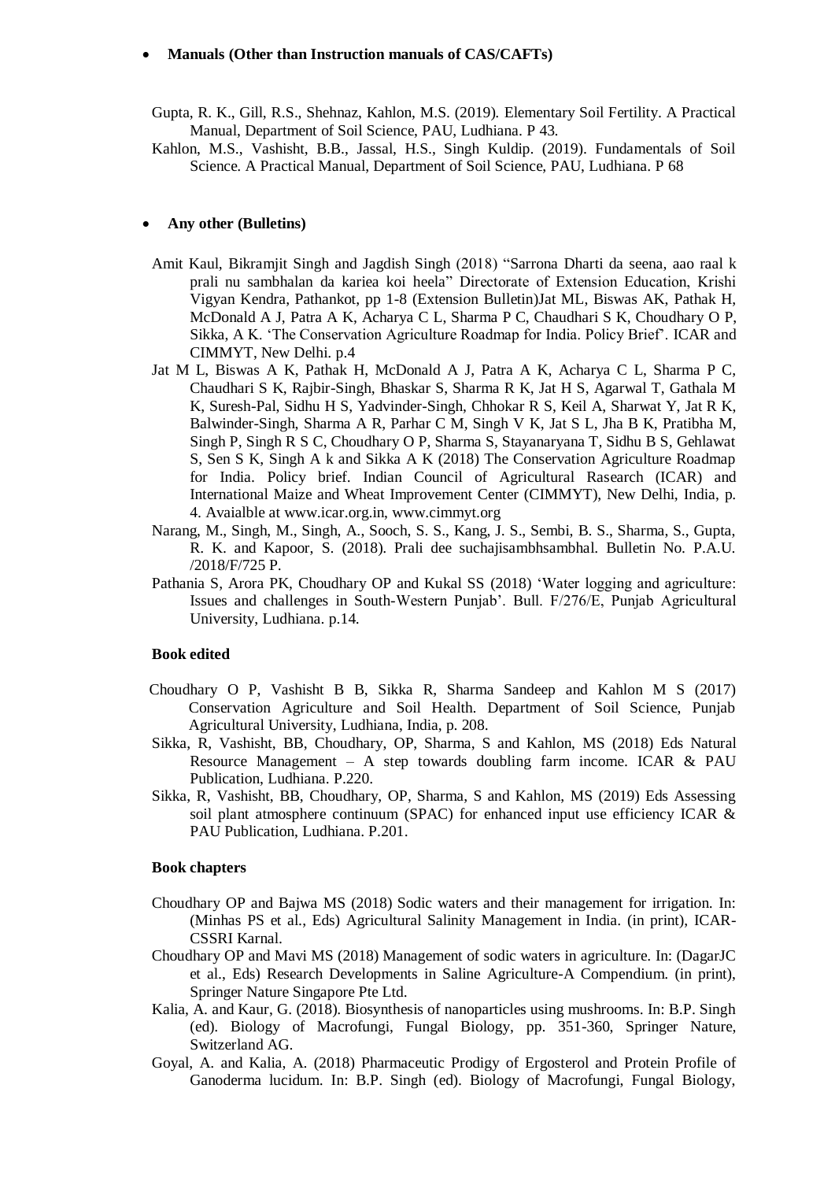- **Manuals (Other than Instruction manuals of CAS/CAFTs)**

Gupta, R. K., Gill, R.S., Shehnaz, Kahlon, M.S. (2019). Elementary Soil Fertility. A Practical Manual, Department of Soil Science, PAU, Ludhiana. P 43.

Kahlon, M.S., Vashisht, B.B., Jassal, H.S., Singh Kuldip. (2019). Fundamentals of Soil Science. A Practical Manual, Department of Soil Science, PAU, Ludhiana. P 68

- **Any other (Bulletins)**

Amit Kaul, Bikramjit Singh and Jagdish Singh (2018) "Sarrona Dharti da seena, aao raal k prali nu sambhalan da kariea koi heela" Directorate of Extension Education, Krishi Vigyan Kendra, Pathankot, pp 1-8 (Extension Bulletin)Jat ML, Biswas AK, Pathak H, McDonald A J, Patra A K, Acharya C L, Sharma P C, Chaudhari S K, Choudhary O P, Sikka, A K. 'The Conservation Agriculture Roadmap for India. Policy Brief'. ICAR and CIMMYT, New Delhi. p.4

Jat M L, Biswas A K, Pathak H, McDonald A J, Patra A K, Acharya C L, Sharma P C, Chaudhari S K, Rajbir-Singh, Bhaskar S, Sharma R K, Jat H S, Agarwal T, Gathala M K, Suresh-Pal, Sidhu H S, Yadvinder-Singh, Chhokar R S, Keil A, Sharwat Y, Jat R K, Balwinder-Singh, Sharma A R, Parhar C M, Singh V K, Jat S L, Jha B K, Pratibha M, Singh P, Singh R S C, Choudhary O P, Sharma S, Stayanaryana T, Sidhu B S, Gehlawat S, Sen S K, Singh A k and Sikka A K (2018) The Conservation Agriculture Roadmap for India. Policy brief. Indian Council of Agricultural Rasearch (ICAR) and International Maize and Wheat Improvement Center (CIMMYT), New Delhi, India, p. 4. Avaialble at www.icar.org.in, www.cimmyt.org

Narang, M., Singh, M., Singh, A., Sooch, S. S., Kang, J. S., Sembi, B. S., Sharma, S., Gupta, R. K. and Kapoor, S. (2018). Prali dee suchajisambhsambhal. Bulletin No. P.A.U. /2018/F/725 P.

Pathania S, Arora PK, Choudhary OP and Kukal SS (2018) 'Water logging and agriculture: Issues and challenges in South-Western Punjab'. Bull. F/276/E, Punjab Agricultural University, Ludhiana. p.14.

**Book edited**

Choudhary O P, Vashisht B B, Sikka R, Sharma Sandeep and Kahlon M S (2017) Conservation Agriculture and Soil Health. Department of Soil Science, Punjab Agricultural University, Ludhiana, India, p. 208.

Sikka, R, Vashisht, BB, Choudhary, OP, Sharma, S and Kahlon, MS (2018) Eds Natural Resource Management – A step towards doubling farm income. ICAR & PAU Publication, Ludhiana. P.220.

Sikka, R, Vashisht, BB, Choudhary, OP, Sharma, S and Kahlon, MS (2019) Eds Assessing soil plant atmosphere continuum (SPAC) for enhanced input use efficiency ICAR & PAU Publication, Ludhiana. P.201.

**Book chapters**

Choudhary OP and Bajwa MS (2018) Sodic waters and their management for irrigation. In: (Minhas PS et al., Eds) Agricultural Salinity Management in India. (in print), ICAR-CSSRI Karnal.

Choudhary OP and Mavi MS (2018) Management of sodic waters in agriculture. In: (DagarJC et al., Eds) Research Developments in Saline Agriculture-A Compendium. (in print), Springer Nature Singapore Pte Ltd.

Kalia, A. and Kaur, G. (2018). Biosynthesis of nanoparticles using mushrooms. In: B.P. Singh (ed). Biology of Macrofungi, Fungal Biology, pp. 351-360, Springer Nature, Switzerland AG.

Goyal, A. and Kalia, A. (2018) Pharmaceutic Prodigy of Ergosterol and Protein Profile of Ganoderma lucidum. In: B.P. Singh (ed). Biology of Macrofungi, Fungal Biology,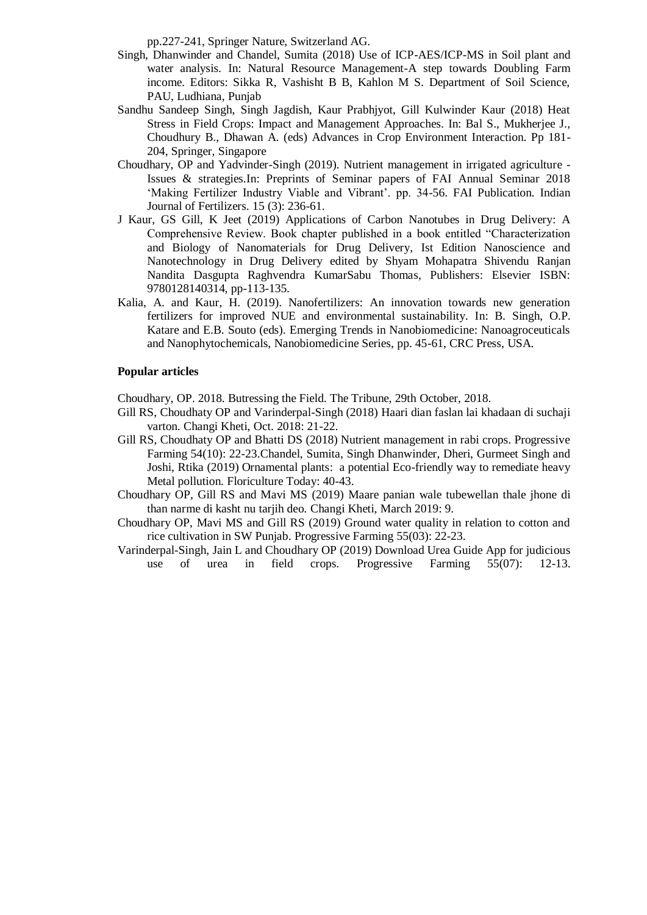pp.227-241, Springer Nature, Switzerland AG.

Singh, Dhanwinder and Chandel, Sumita (2018) Use of ICP-AES/ICP-MS in Soil plant and water analysis. In: Natural Resource Management-A step towards Doubling Farm income. Editors: Sikka R, Vashisht B B, Kahlon M S. Department of Soil Science, PAU, Ludhiana, Punjab

Sandhu Sandeep Singh, Singh Jagdish, Kaur Prabhjyot, Gill Kulwinder Kaur (2018) Heat Stress in Field Crops: Impact and Management Approaches. In: Bal S., Mukherjee J., Choudhury B., Dhawan A. (eds) Advances in Crop Environment Interaction. Pp 181-204, Springer, Singapore

Choudhary, OP and Yadvinder-Singh (2019). Nutrient management in irrigated agriculture - Issues & strategies.In: Preprints of Seminar papers of FAI Annual Seminar 2018 'Making Fertilizer Industry Viable and Vibrant'. pp. 34-56. FAI Publication. Indian Journal of Fertilizers. 15 (3): 236-61.

J Kaur, GS Gill, K Jeet (2019) Applications of Carbon Nanotubes in Drug Delivery: A Comprehensive Review. Book chapter published in a book entitled "Characterization and Biology of Nanomaterials for Drug Delivery, Ist Edition Nanoscience and Nanotechnology in Drug Delivery edited by Shyam Mohapatra Shivendu Ranjan Nandita Dasgupta Raghvendra KumarSabu Thomas, Publishers: Elsevier ISBN: 9780128140314, pp-113-135.

Kalia, A. and Kaur, H. (2019). Nanofertilizers: An innovation towards new generation fertilizers for improved NUE and environmental sustainability. In: B. Singh, O.P. Katare and E.B. Souto (eds). Emerging Trends in Nanobiomedicine: Nanoagroceuticals and Nanophytochemicals, Nanobiomedicine Series, pp. 45-61, CRC Press, USA.

**Popular articles**

Choudhary, OP. 2018. Butressing the Field. The Tribune, 29th October, 2018.

Gill RS, Choudhaty OP and Varinderpal-Singh (2018) Haari dian faslan lai khadaan di suchaji varton. Changi Kheti, Oct. 2018: 21-22.

Gill RS, Choudhaty OP and Bhatti DS (2018) Nutrient management in rabi crops. Progressive Farming 54(10): 22-23.Chandel, Sumita, Singh Dhanwinder, Dheri, Gurmeet Singh and Joshi, Rtika (2019) Ornamental plants: a potential Eco-friendly way to remediate heavy Metal pollution. Floriculture Today: 40-43.

Choudhary OP, Gill RS and Mavi MS (2019) Maare panian wale tubewellan thale jhone di than narme di kasht nu tarjih deo. Changi Kheti, March 2019: 9.

Choudhary OP, Mavi MS and Gill RS (2019) Ground water quality in relation to cotton and rice cultivation in SW Punjab. Progressive Farming 55(03): 22-23.

Varinderpal-Singh, Jain L and Choudhary OP (2019) Download Urea Guide App for judicious use of urea in field crops. Progressive Farming 55(07): 12-13.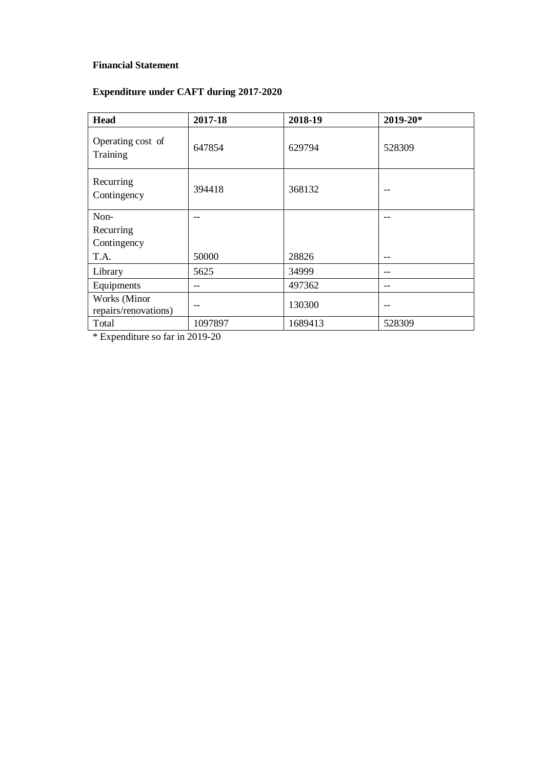**Financial Statement**

**Expenditure under CAFT during 2017-2020**

| Head | 2017-18 | 2018-19 | 2019-20* |
|---|---|---|---|
| Operating cost of Training | 647854 | 629794 | 528309 |
| Recurring Contingency | 394418 | 368132 | -- |
| Non-Recurring Contingency | -- | | -- |
| T.A. | 50000 | 28826 | -- |
| Library | 5625 | 34999 | -- |
| Equipments | -- | 497362 | -- |
| Works (Minor repairs/renovations) | -- | 130300 | -- |
| Total | 1097897 | 1689413 | 528309 |

* Expenditure so far in 2019-20